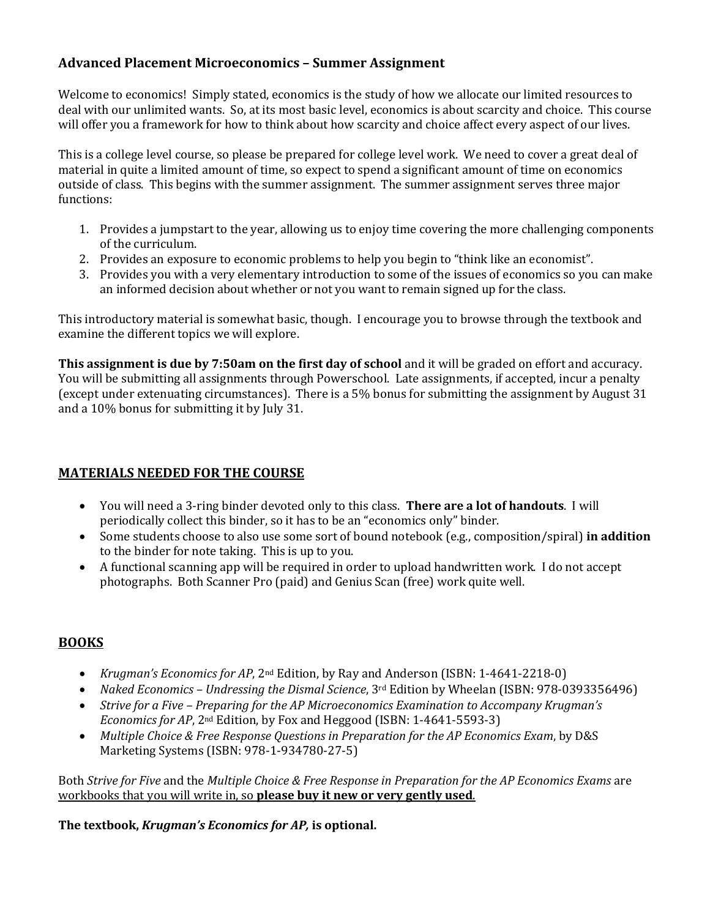## Advanced Placement Microeconomics – Summer Assignment

Welcome to economics! Simply stated, economics is the study of how we allocate our limited resources to deal with our unlimited wants. So, at its most basic level, economics is about scarcity and choice. This course will offer you a framework for how to think about how scarcity and choice affect every aspect of our lives.

This is a college level course, so please be prepared for college level work. We need to cover a great deal of material in quite a limited amount of time, so expect to spend a significant amount of time on economics outside of class. This begins with the summer assignment. The summer assignment serves three major functions:

1. Provides a jumpstart to the year, allowing us to enjoy time covering the more challenging components of the curriculum.
2. Provides an exposure to economic problems to help you begin to "think like an economist".
3. Provides you with a very elementary introduction to some of the issues of economics so you can make an informed decision about whether or not you want to remain signed up for the class.

This introductory material is somewhat basic, though. I encourage you to browse through the textbook and examine the different topics we will explore.

**This assignment is due by 7:50am on the first day of school** and it will be graded on effort and accuracy. You will be submitting all assignments through Powerschool. Late assignments, if accepted, incur a penalty (except under extenuating circumstances). There is a 5% bonus for submitting the assignment by August 31 and a 10% bonus for submitting it by July 31.

## MATERIALS NEEDED FOR THE COURSE

- You will need a 3-ring binder devoted only to this class. **There are a lot of handouts**. I will periodically collect this binder, so it has to be an "economics only" binder.
- Some students choose to also use some sort of bound notebook (e.g., composition/spiral) **in addition** to the binder for note taking. This is up to you.
- A functional scanning app will be required in order to upload handwritten work. I do not accept photographs. Both Scanner Pro (paid) and Genius Scan (free) work quite well.

## BOOKS

- *Krugman's Economics for AP*, 2nd Edition, by Ray and Anderson (ISBN: 1-4641-2218-0)
- *Naked Economics – Undressing the Dismal Science*, 3rd Edition by Wheelan (ISBN: 978-0393356496)
- *Strive for a Five – Preparing for the AP Microeconomics Examination to Accompany Krugman's Economics for AP*, 2nd Edition, by Fox and Heggood (ISBN: 1-4641-5593-3)
- *Multiple Choice & Free Response Questions in Preparation for the AP Economics Exam*, by D&S Marketing Systems (ISBN: 978-1-934780-27-5)

Both *Strive for Five* and the *Multiple Choice & Free Response in Preparation for the AP Economics Exams* are workbooks that you will write in, so **please buy it new or very gently used**.

**The textbook, *Krugman's Economics for AP,* is optional.**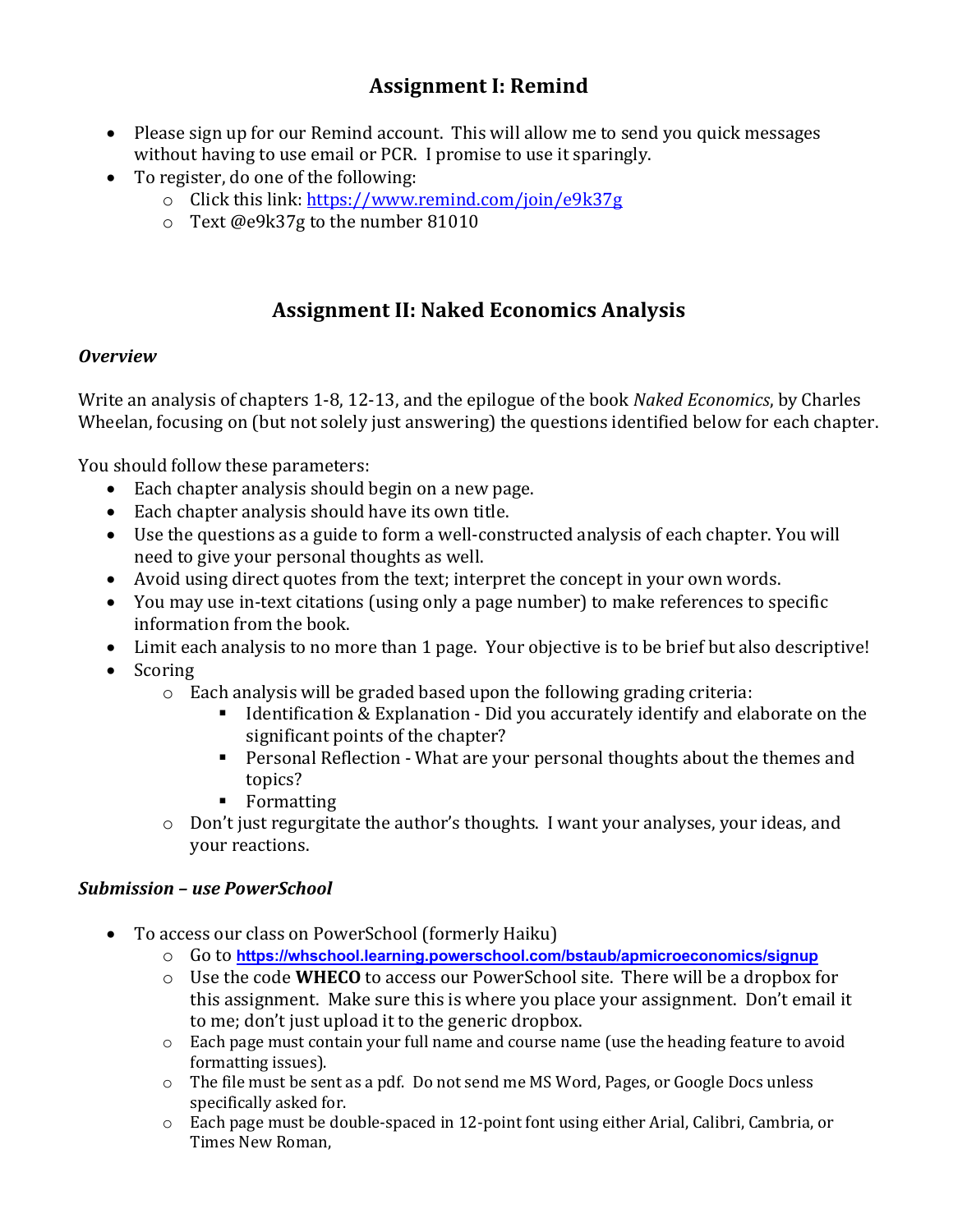## Assignment I: Remind

- Please sign up for our Remind account. This will allow me to send you quick messages without having to use email or PCR. I promise to use it sparingly.
- To register, do one of the following:
  - Click this link: https://www.remind.com/join/e9k37g
  - Text @e9k37g to the number 81010

## Assignment II: Naked Economics Analysis

### *Overview*

Write an analysis of chapters 1-8, 12-13, and the epilogue of the book *Naked Economics*, by Charles Wheelan, focusing on (but not solely just answering) the questions identified below for each chapter.

You should follow these parameters:

- Each chapter analysis should begin on a new page.
- Each chapter analysis should have its own title.
- Use the questions as a guide to form a well-constructed analysis of each chapter. You will need to give your personal thoughts as well.
- Avoid using direct quotes from the text; interpret the concept in your own words.
- You may use in-text citations (using only a page number) to make references to specific information from the book.
- Limit each analysis to no more than 1 page. Your objective is to be brief but also descriptive!
- Scoring
  - Each analysis will be graded based upon the following grading criteria:
    - Identification & Explanation - Did you accurately identify and elaborate on the significant points of the chapter?
    - Personal Reflection - What are your personal thoughts about the themes and topics?
    - Formatting
  - Don't just regurgitate the author's thoughts. I want your analyses, your ideas, and your reactions.

### *Submission – use PowerSchool*

- To access our class on PowerSchool (formerly Haiku)
  - Go to **https://whschool.learning.powerschool.com/bstaub/apmicroeconomics/signup**
  - Use the code **WHECO** to access our PowerSchool site. There will be a dropbox for this assignment. Make sure this is where you place your assignment. Don't email it to me; don't just upload it to the generic dropbox.
  - Each page must contain your full name and course name (use the heading feature to avoid formatting issues).
  - The file must be sent as a pdf. Do not send me MS Word, Pages, or Google Docs unless specifically asked for.
  - Each page must be double-spaced in 12-point font using either Arial, Calibri, Cambria, or Times New Roman,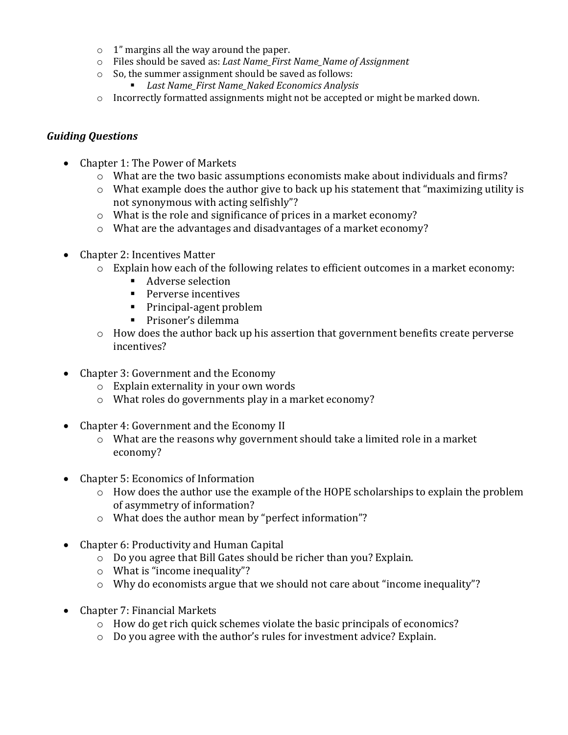- 1" margins all the way around the paper.
- Files should be saved as: *Last Name_First Name_Name of Assignment*
- So, the summer assignment should be saved as follows:
  - *Last Name_First Name_Naked Economics Analysis*
- Incorrectly formatted assignments might not be accepted or might be marked down.

### *Guiding Questions*

- Chapter 1: The Power of Markets
  - What are the two basic assumptions economists make about individuals and firms?
  - What example does the author give to back up his statement that "maximizing utility is not synonymous with acting selfishly"?
  - What is the role and significance of prices in a market economy?
  - What are the advantages and disadvantages of a market economy?
- Chapter 2: Incentives Matter
  - Explain how each of the following relates to efficient outcomes in a market economy:
    - Adverse selection
    - Perverse incentives
    - Principal-agent problem
    - Prisoner's dilemma
  - How does the author back up his assertion that government benefits create perverse incentives?
- Chapter 3: Government and the Economy
  - Explain externality in your own words
  - What roles do governments play in a market economy?
- Chapter 4: Government and the Economy II
  - What are the reasons why government should take a limited role in a market economy?
- Chapter 5: Economics of Information
  - How does the author use the example of the HOPE scholarships to explain the problem of asymmetry of information?
  - What does the author mean by "perfect information"?
- Chapter 6: Productivity and Human Capital
  - Do you agree that Bill Gates should be richer than you? Explain.
  - What is "income inequality"?
  - Why do economists argue that we should not care about "income inequality"?
- Chapter 7: Financial Markets
  - How do get rich quick schemes violate the basic principals of economics?
  - Do you agree with the author's rules for investment advice? Explain.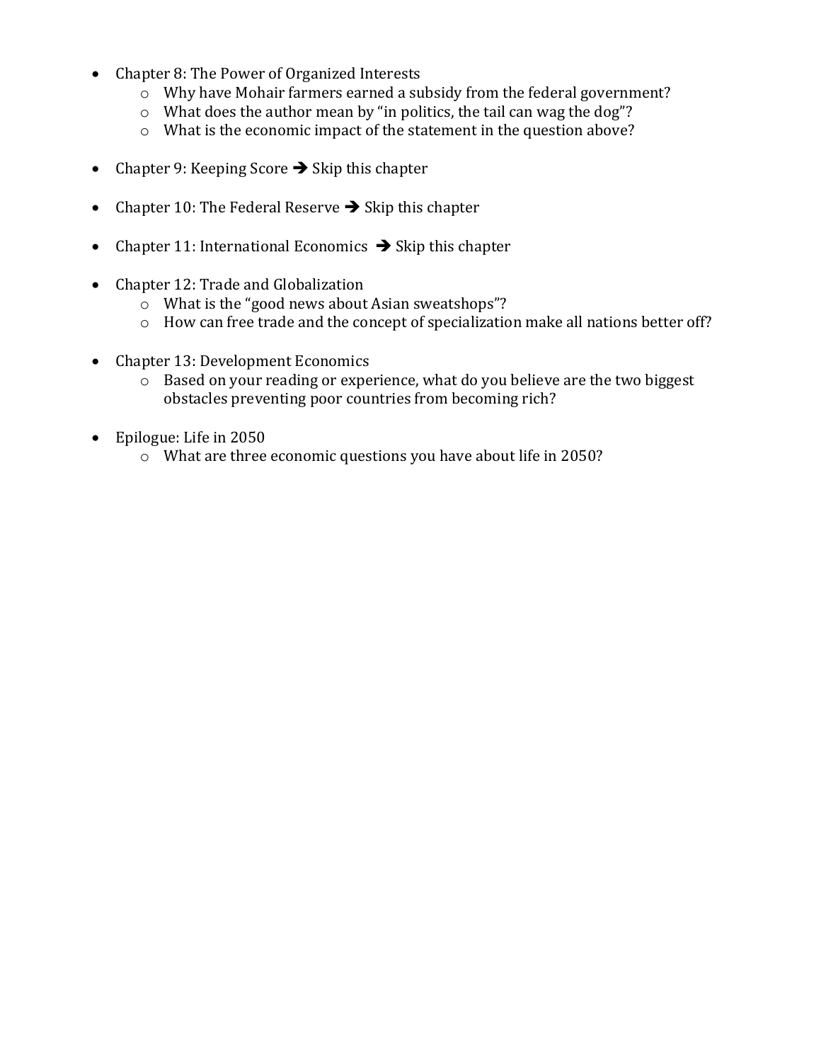- Chapter 8: The Power of Organized Interests
    - Why have Mohair farmers earned a subsidy from the federal government?
    - What does the author mean by "in politics, the tail can wag the dog"?
    - What is the economic impact of the statement in the question above?

- Chapter 9: Keeping Score ➔ Skip this chapter

- Chapter 10: The Federal Reserve ➔ Skip this chapter

- Chapter 11: International Economics ➔ Skip this chapter

- Chapter 12: Trade and Globalization
    - What is the "good news about Asian sweatshops"?
    - How can free trade and the concept of specialization make all nations better off?

- Chapter 13: Development Economics
    - Based on your reading or experience, what do you believe are the two biggest obstacles preventing poor countries from becoming rich?

- Epilogue: Life in 2050
    - What are three economic questions you have about life in 2050?